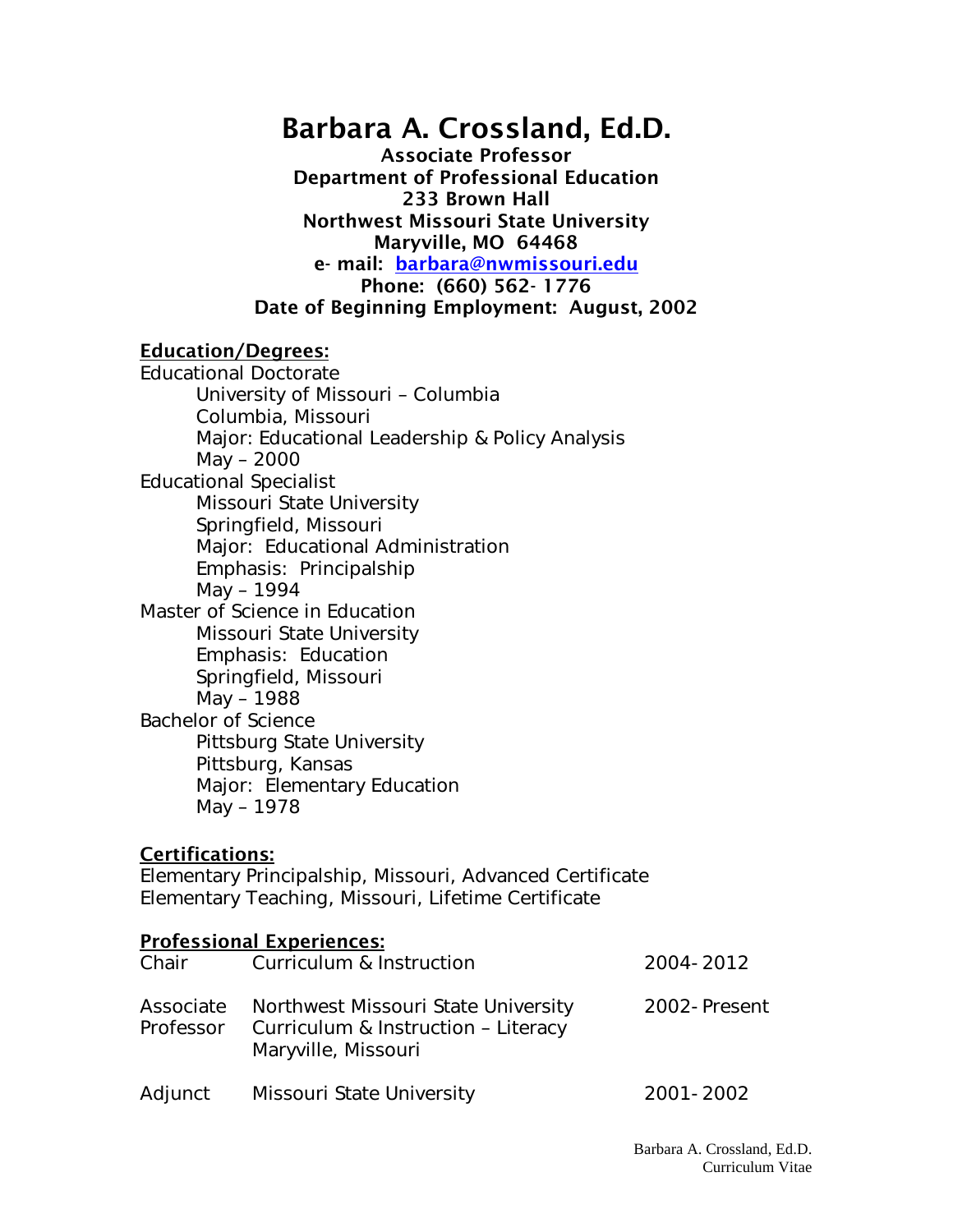# Barbara A. Crossland, Ed.D.

**Associate Professor**
**Department of Professional Education**
**233 Brown Hall**
**Northwest Missouri State University**
**Maryville, MO 64468**
**e- mail: barbara@nwmissouri.edu**
**Phone: (660) 562- 1776**
**Date of Beginning Employment: August, 2002**

## Education/Degrees:

Educational Doctorate
University of Missouri – Columbia
Columbia, Missouri
Major: Educational Leadership & Policy Analysis
May – 2000

Educational Specialist
Missouri State University
Springfield, Missouri
Major: Educational Administration
Emphasis: Principalship
May – 1994

Master of Science in Education
Missouri State University
Emphasis: Education
Springfield, Missouri
May – 1988

Bachelor of Science
Pittsburg State University
Pittsburg, Kansas
Major: Elementary Education
May – 1978

## Certifications:

Elementary Principalship, Missouri, Advanced Certificate
Elementary Teaching, Missouri, Lifetime Certificate

## Professional Experiences:

| | | |
|---|---|---|
| Chair | Curriculum & Instruction | 2004- 2012 |
| Associate Professor | Northwest Missouri State University<br>Curriculum & Instruction – Literacy<br>Maryville, Missouri | 2002- Present |
| Adjunct | Missouri State University | 2001- 2002 |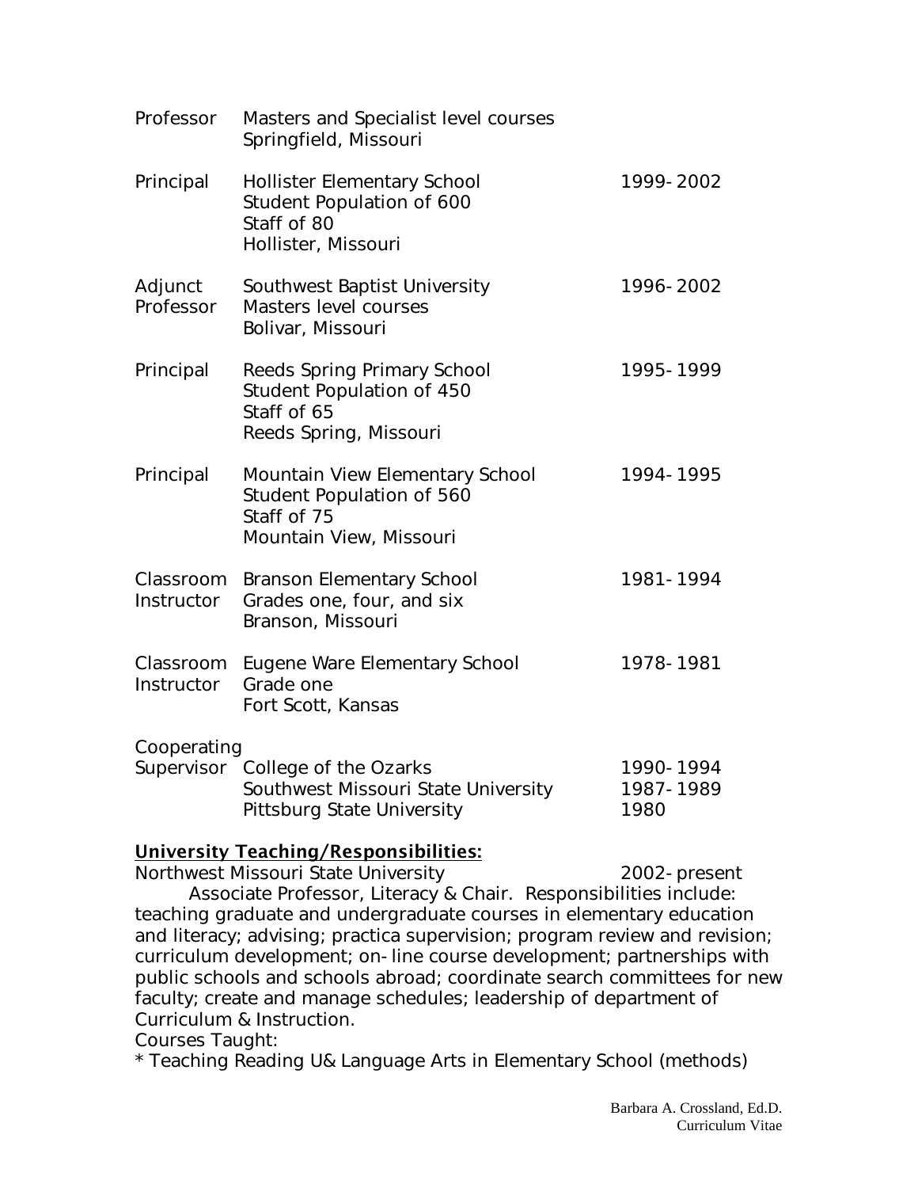| | | |
|---|---|---|
| Professor | Masters and Specialist level courses<br>Springfield, Missouri | |
| Principal | Hollister Elementary School<br>Student Population of 600<br>Staff of 80<br>Hollister, Missouri | 1999-2002 |
| Adjunct Professor | Southwest Baptist University<br>Masters level courses<br>Bolivar, Missouri | 1996-2002 |
| Principal | Reeds Spring Primary School<br>Student Population of 450<br>Staff of 65<br>Reeds Spring, Missouri | 1995-1999 |
| Principal | Mountain View Elementary School<br>Student Population of 560<br>Staff of 75<br>Mountain View, Missouri | 1994-1995 |
| Classroom Instructor | Branson Elementary School<br>Grades one, four, and six<br>Branson, Missouri | 1981-1994 |
| Classroom Instructor | Eugene Ware Elementary School<br>Grade one<br>Fort Scott, Kansas | 1978-1981 |
| Cooperating Supervisor | College of the Ozarks<br>Southwest Missouri State University<br>Pittsburg State University | 1990-1994<br>1987-1989<br>1980 |

## University Teaching/Responsibilities:

Northwest Missouri State University 2002-present

Associate Professor, Literacy & Chair. Responsibilities include: teaching graduate and undergraduate courses in elementary education and literacy; advising; practica supervision; program review and revision; curriculum development; on-line course development; partnerships with public schools and schools abroad; coordinate search committees for new faculty; create and manage schedules; leadership of department of Curriculum & Instruction.

Courses Taught:

* Teaching Reading U& Language Arts in Elementary School (methods)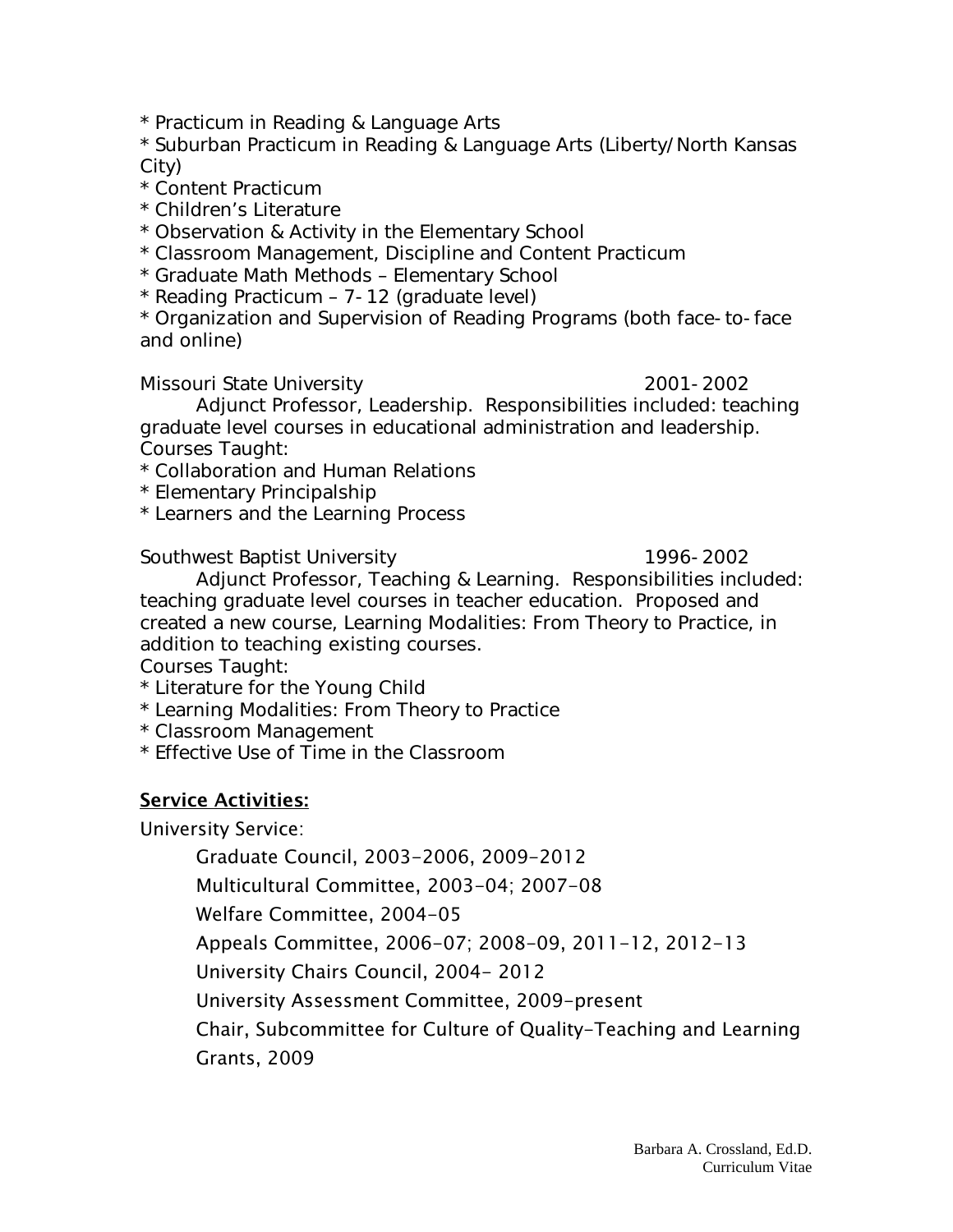* Practicum in Reading & Language Arts
* Suburban Practicum in Reading & Language Arts (Liberty/North Kansas City)
* Content Practicum
* Children's Literature
* Observation & Activity in the Elementary School
* Classroom Management, Discipline and Content Practicum
* Graduate Math Methods – Elementary School
* Reading Practicum – 7-12 (graduate level)
* Organization and Supervision of Reading Programs (both face-to-face and online)

Missouri State University 2001-2002

Adjunct Professor, Leadership. Responsibilities included: teaching graduate level courses in educational administration and leadership.

Courses Taught:

* Collaboration and Human Relations
* Elementary Principalship
* Learners and the Learning Process

Southwest Baptist University 1996-2002

Adjunct Professor, Teaching & Learning. Responsibilities included: teaching graduate level courses in teacher education. Proposed and created a new course, Learning Modalities: From Theory to Practice, in addition to teaching existing courses.

Courses Taught:

* Literature for the Young Child
* Learning Modalities: From Theory to Practice
* Classroom Management
* Effective Use of Time in the Classroom

## Service Activities:

University Service:

Graduate Council, 2003-2006, 2009-2012

Multicultural Committee, 2003-04; 2007-08

Welfare Committee, 2004-05

Appeals Committee, 2006-07; 2008-09, 2011-12, 2012-13

University Chairs Council, 2004- 2012

University Assessment Committee, 2009-present

Chair, Subcommittee for Culture of Quality-Teaching and Learning Grants, 2009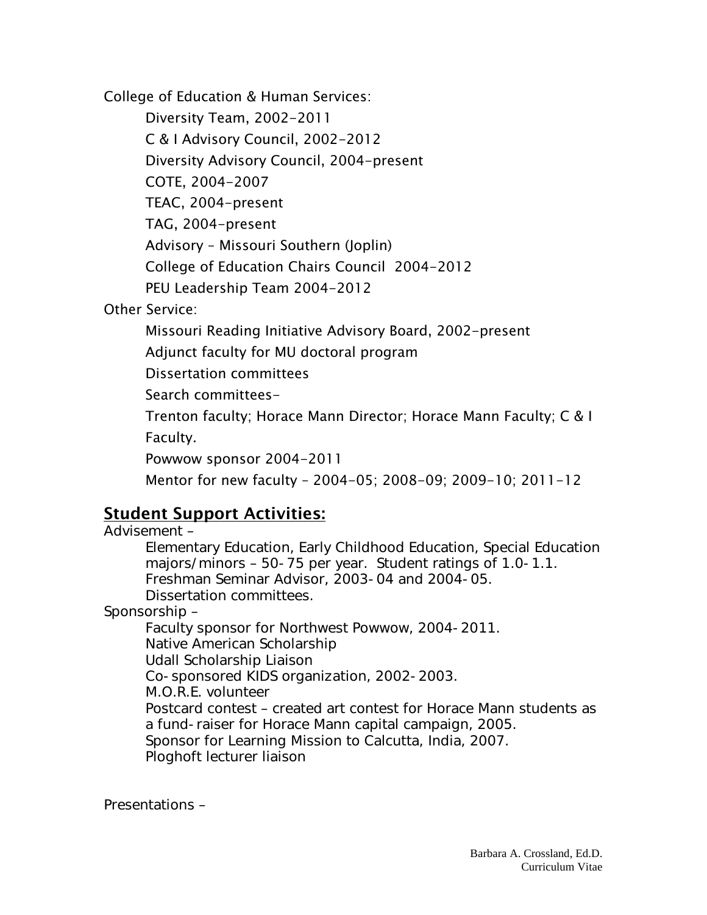College of Education & Human Services:

- Diversity Team, 2002-2011
- C & I Advisory Council, 2002-2012
- Diversity Advisory Council, 2004-present
- COTE, 2004-2007
- TEAC, 2004-present
- TAG, 2004-present
- Advisory – Missouri Southern (Joplin)
- College of Education Chairs Council 2004-2012
- PEU Leadership Team 2004-2012

Other Service:

- Missouri Reading Initiative Advisory Board, 2002-present
- Adjunct faculty for MU doctoral program
- Dissertation committees
- Search committees-
- Trenton faculty; Horace Mann Director; Horace Mann Faculty; C & I Faculty.
- Powwow sponsor 2004-2011
- Mentor for new faculty – 2004-05; 2008-09; 2009-10; 2011-12

## Student Support Activities:

Advisement –

- Elementary Education, Early Childhood Education, Special Education majors/minors – 50-75 per year. Student ratings of 1.0-1.1.
- Freshman Seminar Advisor, 2003-04 and 2004-05.
- Dissertation committees.

Sponsorship –

- Faculty sponsor for Northwest Powwow, 2004-2011.
- Native American Scholarship
- Udall Scholarship Liaison
- Co-sponsored KIDS organization, 2002-2003.
- M.O.R.E. volunteer
- Postcard contest – created art contest for Horace Mann students as a fund-raiser for Horace Mann capital campaign, 2005.
- Sponsor for Learning Mission to Calcutta, India, 2007.
- Ploghoft lecturer liaison

Presentations –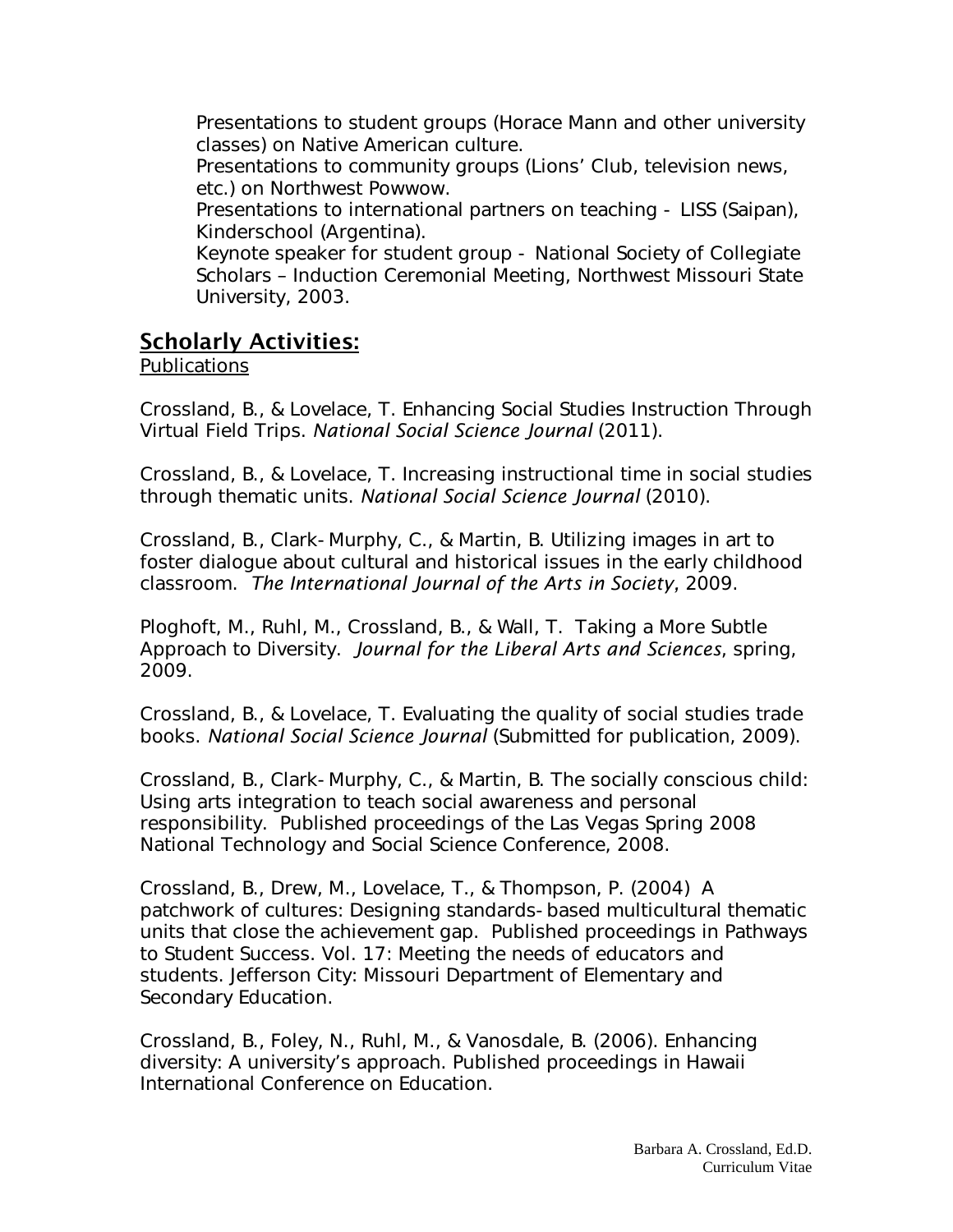Presentations to student groups (Horace Mann and other university classes) on Native American culture.

Presentations to community groups (Lions' Club, television news, etc.) on Northwest Powwow.

Presentations to international partners on teaching - LISS (Saipan), Kinderschool (Argentina).

Keynote speaker for student group - National Society of Collegiate Scholars – Induction Ceremonial Meeting, Northwest Missouri State University, 2003.

## Scholarly Activities:

Publications

Crossland, B., & Lovelace, T. Enhancing Social Studies Instruction Through Virtual Field Trips. *National Social Science Journal* (2011).

Crossland, B., & Lovelace, T. Increasing instructional time in social studies through thematic units. *National Social Science Journal* (2010).

Crossland, B., Clark-Murphy, C., & Martin, B. Utilizing images in art to foster dialogue about cultural and historical issues in the early childhood classroom. *The International Journal of the Arts in Society*, 2009.

Ploghoft, M., Ruhl, M., Crossland, B., & Wall, T. Taking a More Subtle Approach to Diversity. *Journal for the Liberal Arts and Sciences*, spring, 2009.

Crossland, B., & Lovelace, T. Evaluating the quality of social studies trade books. *National Social Science Journal* (Submitted for publication, 2009).

Crossland, B., Clark-Murphy, C., & Martin, B. The socially conscious child: Using arts integration to teach social awareness and personal responsibility. Published proceedings of the Las Vegas Spring 2008 National Technology and Social Science Conference, 2008.

Crossland, B., Drew, M., Lovelace, T., & Thompson, P. (2004) A patchwork of cultures: Designing standards-based multicultural thematic units that close the achievement gap. Published proceedings in Pathways to Student Success. Vol. 17: Meeting the needs of educators and students. Jefferson City: Missouri Department of Elementary and Secondary Education.

Crossland, B., Foley, N., Ruhl, M., & Vanosdale, B. (2006). Enhancing diversity: A university's approach. Published proceedings in Hawaii International Conference on Education.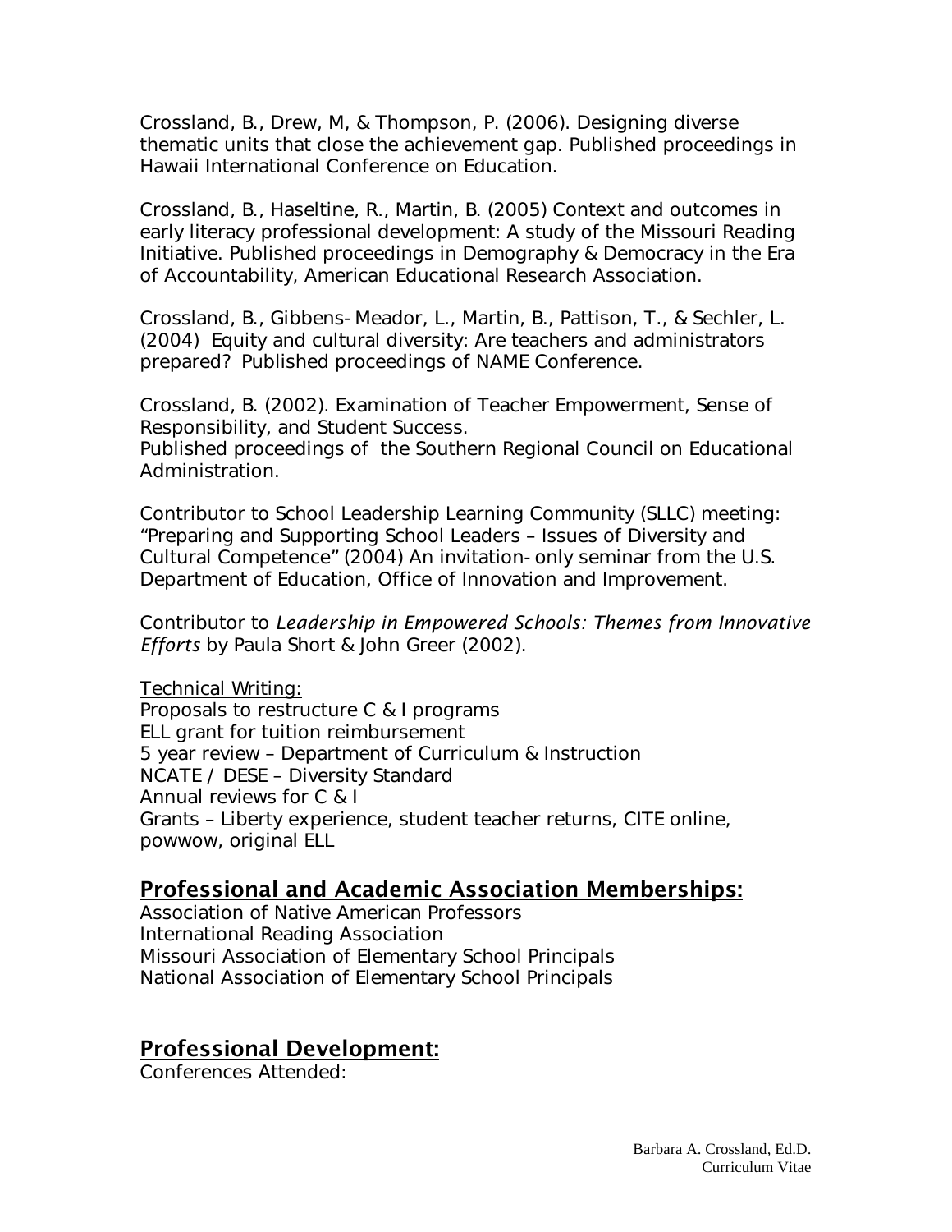Crossland, B., Drew, M, & Thompson, P. (2006). Designing diverse thematic units that close the achievement gap. Published proceedings in Hawaii International Conference on Education.

Crossland, B., Haseltine, R., Martin, B. (2005) Context and outcomes in early literacy professional development: A study of the Missouri Reading Initiative. Published proceedings in Demography & Democracy in the Era of Accountability, American Educational Research Association.

Crossland, B., Gibbens-Meador, L., Martin, B., Pattison, T., & Sechler, L. (2004) Equity and cultural diversity: Are teachers and administrators prepared? Published proceedings of NAME Conference.

Crossland, B. (2002). Examination of Teacher Empowerment, Sense of Responsibility, and Student Success.
Published proceedings of the Southern Regional Council on Educational Administration.

Contributor to School Leadership Learning Community (SLLC) meeting: "Preparing and Supporting School Leaders – Issues of Diversity and Cultural Competence" (2004) An invitation-only seminar from the U.S. Department of Education, Office of Innovation and Improvement.

Contributor to *Leadership in Empowered Schools: Themes from Innovative Efforts* by Paula Short & John Greer (2002).

Technical Writing:
Proposals to restructure C & I programs
ELL grant for tuition reimbursement
5 year review – Department of Curriculum & Instruction
NCATE / DESE – Diversity Standard
Annual reviews for C & I
Grants – Liberty experience, student teacher returns, CITE online, powwow, original ELL

## Professional and Academic Association Memberships:

Association of Native American Professors
International Reading Association
Missouri Association of Elementary School Principals
National Association of Elementary School Principals

## Professional Development:

Conferences Attended: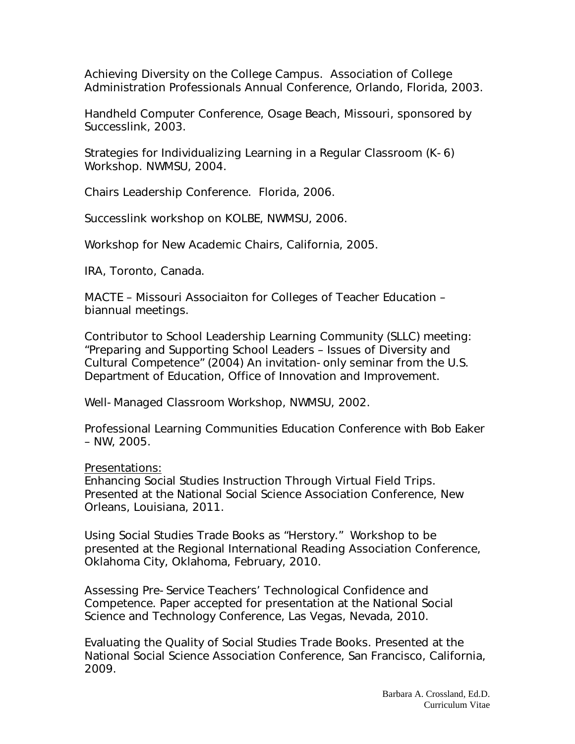Achieving Diversity on the College Campus. Association of College Administration Professionals Annual Conference, Orlando, Florida, 2003.

Handheld Computer Conference, Osage Beach, Missouri, sponsored by Successlink, 2003.

Strategies for Individualizing Learning in a Regular Classroom (K-6) Workshop. NWMSU, 2004.

Chairs Leadership Conference. Florida, 2006.

Successlink workshop on KOLBE, NWMSU, 2006.

Workshop for New Academic Chairs, California, 2005.

IRA, Toronto, Canada.

MACTE – Missouri Associaiton for Colleges of Teacher Education – biannual meetings.

Contributor to School Leadership Learning Community (SLLC) meeting: "Preparing and Supporting School Leaders – Issues of Diversity and Cultural Competence" (2004) An invitation-only seminar from the U.S. Department of Education, Office of Innovation and Improvement.

Well-Managed Classroom Workshop, NWMSU, 2002.

Professional Learning Communities Education Conference with Bob Eaker – NW, 2005.

<u>Presentations:</u>

Enhancing Social Studies Instruction Through Virtual Field Trips. Presented at the National Social Science Association Conference, New Orleans, Louisiana, 2011.

Using Social Studies Trade Books as "Herstory." Workshop to be presented at the Regional International Reading Association Conference, Oklahoma City, Oklahoma, February, 2010.

Assessing Pre-Service Teachers' Technological Confidence and Competence. Paper accepted for presentation at the National Social Science and Technology Conference, Las Vegas, Nevada, 2010.

Evaluating the Quality of Social Studies Trade Books. Presented at the National Social Science Association Conference, San Francisco, California, 2009.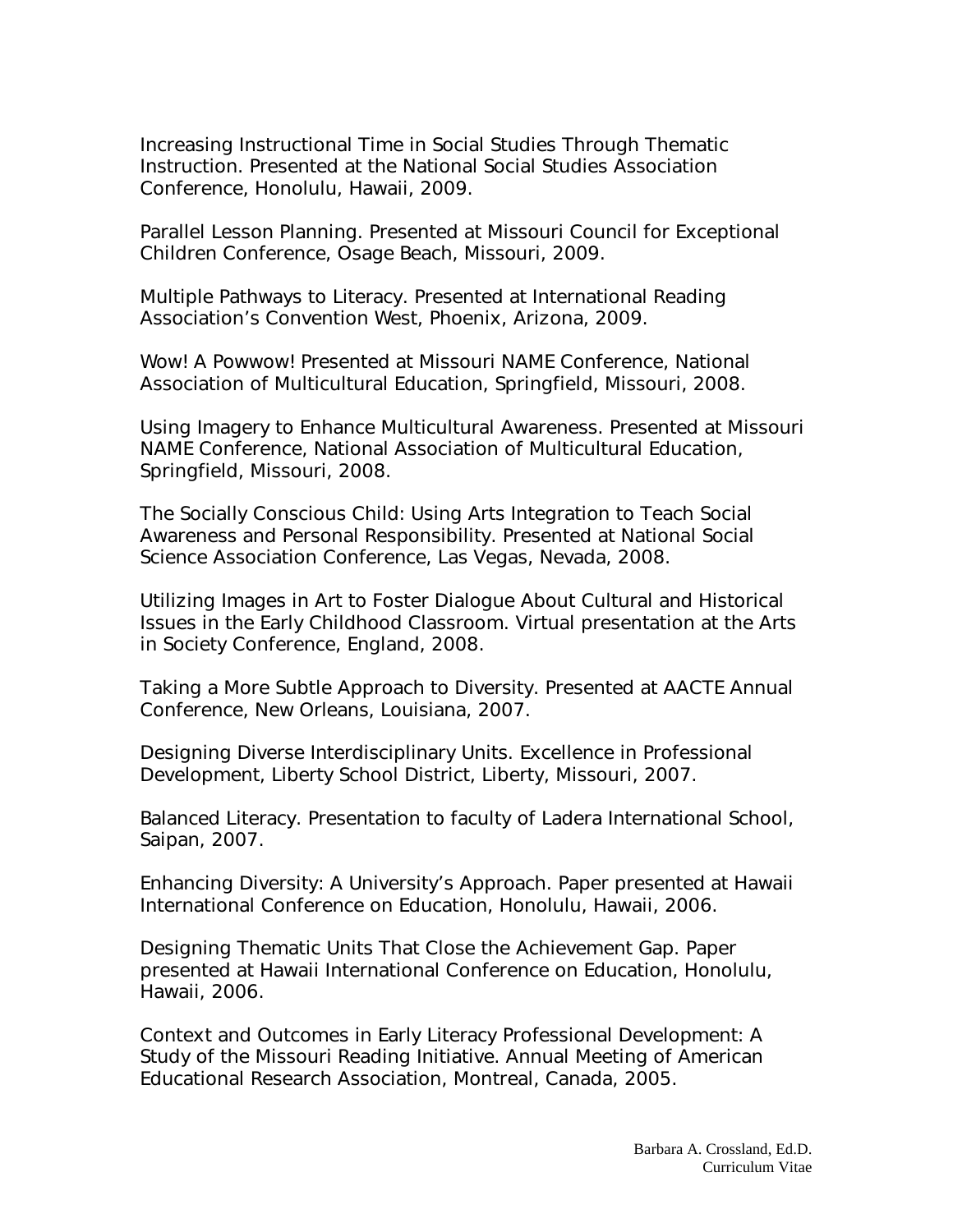Increasing Instructional Time in Social Studies Through Thematic Instruction. Presented at the National Social Studies Association Conference, Honolulu, Hawaii, 2009.

Parallel Lesson Planning. Presented at Missouri Council for Exceptional Children Conference, Osage Beach, Missouri, 2009.

Multiple Pathways to Literacy. Presented at International Reading Association's Convention West, Phoenix, Arizona, 2009.

Wow! A Powwow! Presented at Missouri NAME Conference, National Association of Multicultural Education, Springfield, Missouri, 2008.

Using Imagery to Enhance Multicultural Awareness. Presented at Missouri NAME Conference, National Association of Multicultural Education, Springfield, Missouri, 2008.

The Socially Conscious Child: Using Arts Integration to Teach Social Awareness and Personal Responsibility. Presented at National Social Science Association Conference, Las Vegas, Nevada, 2008.

Utilizing Images in Art to Foster Dialogue About Cultural and Historical Issues in the Early Childhood Classroom. Virtual presentation at the Arts in Society Conference, England, 2008.

Taking a More Subtle Approach to Diversity. Presented at AACTE Annual Conference, New Orleans, Louisiana, 2007.

Designing Diverse Interdisciplinary Units. Excellence in Professional Development, Liberty School District, Liberty, Missouri, 2007.

Balanced Literacy. Presentation to faculty of Ladera International School, Saipan, 2007.

Enhancing Diversity: A University's Approach. Paper presented at Hawaii International Conference on Education, Honolulu, Hawaii, 2006.

Designing Thematic Units That Close the Achievement Gap. Paper presented at Hawaii International Conference on Education, Honolulu, Hawaii, 2006.

Context and Outcomes in Early Literacy Professional Development: A Study of the Missouri Reading Initiative. Annual Meeting of American Educational Research Association, Montreal, Canada, 2005.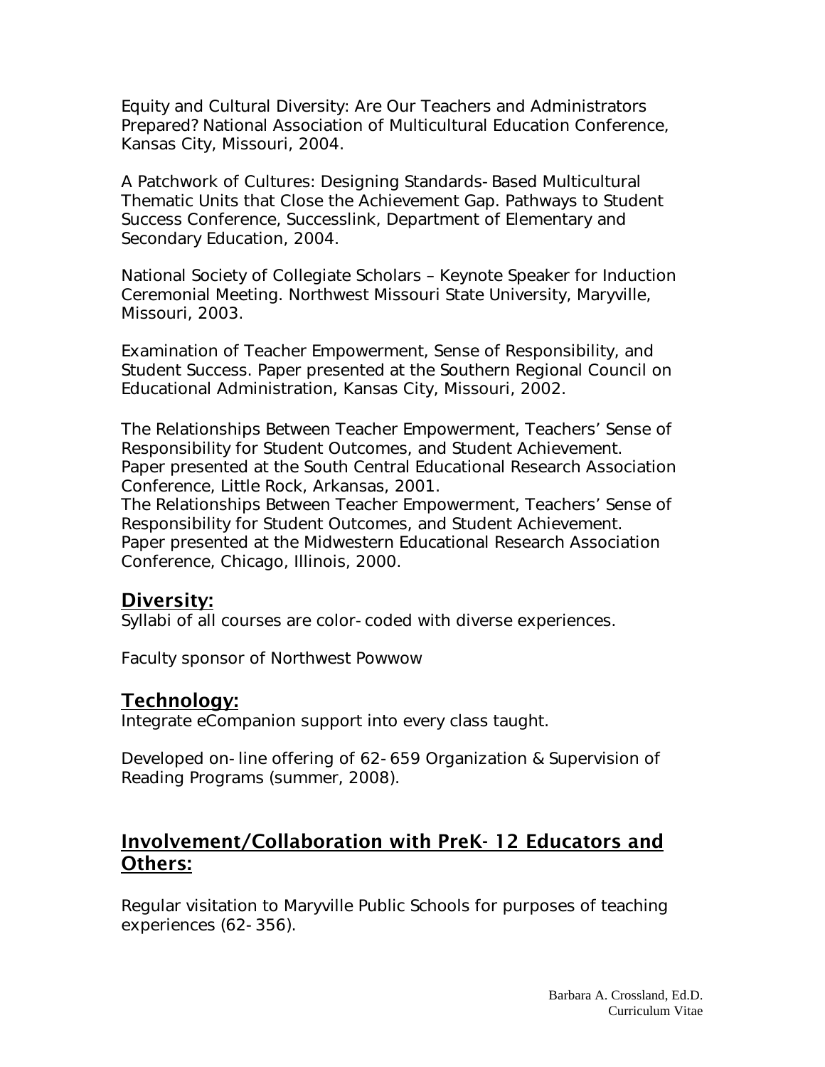Equity and Cultural Diversity: Are Our Teachers and Administrators Prepared? National Association of Multicultural Education Conference, Kansas City, Missouri, 2004.

A Patchwork of Cultures: Designing Standards-Based Multicultural Thematic Units that Close the Achievement Gap. Pathways to Student Success Conference, Successlink, Department of Elementary and Secondary Education, 2004.

National Society of Collegiate Scholars – Keynote Speaker for Induction Ceremonial Meeting. Northwest Missouri State University, Maryville, Missouri, 2003.

Examination of Teacher Empowerment, Sense of Responsibility, and Student Success. Paper presented at the Southern Regional Council on Educational Administration, Kansas City, Missouri, 2002.

The Relationships Between Teacher Empowerment, Teachers' Sense of Responsibility for Student Outcomes, and Student Achievement. Paper presented at the South Central Educational Research Association Conference, Little Rock, Arkansas, 2001.

The Relationships Between Teacher Empowerment, Teachers' Sense of Responsibility for Student Outcomes, and Student Achievement. Paper presented at the Midwestern Educational Research Association Conference, Chicago, Illinois, 2000.

## Diversity:

Syllabi of all courses are color-coded with diverse experiences.

Faculty sponsor of Northwest Powwow

## Technology:

Integrate eCompanion support into every class taught.

Developed on-line offering of 62-659 Organization & Supervision of Reading Programs (summer, 2008).

## Involvement/Collaboration with PreK-12 Educators and Others:

Regular visitation to Maryville Public Schools for purposes of teaching experiences (62-356).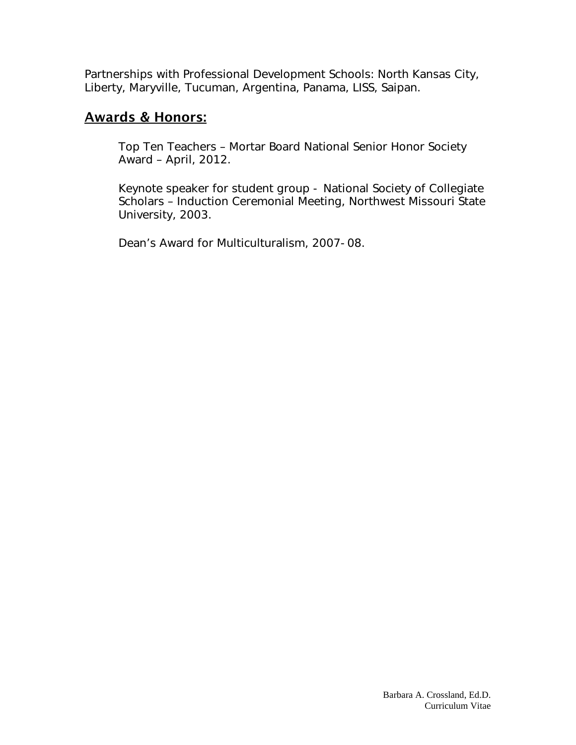Partnerships with Professional Development Schools: North Kansas City, Liberty, Maryville, Tucuman, Argentina, Panama, LISS, Saipan.

## Awards & Honors:

Top Ten Teachers – Mortar Board National Senior Honor Society Award – April, 2012.

Keynote speaker for student group - National Society of Collegiate Scholars – Induction Ceremonial Meeting, Northwest Missouri State University, 2003.

Dean's Award for Multiculturalism, 2007-08.